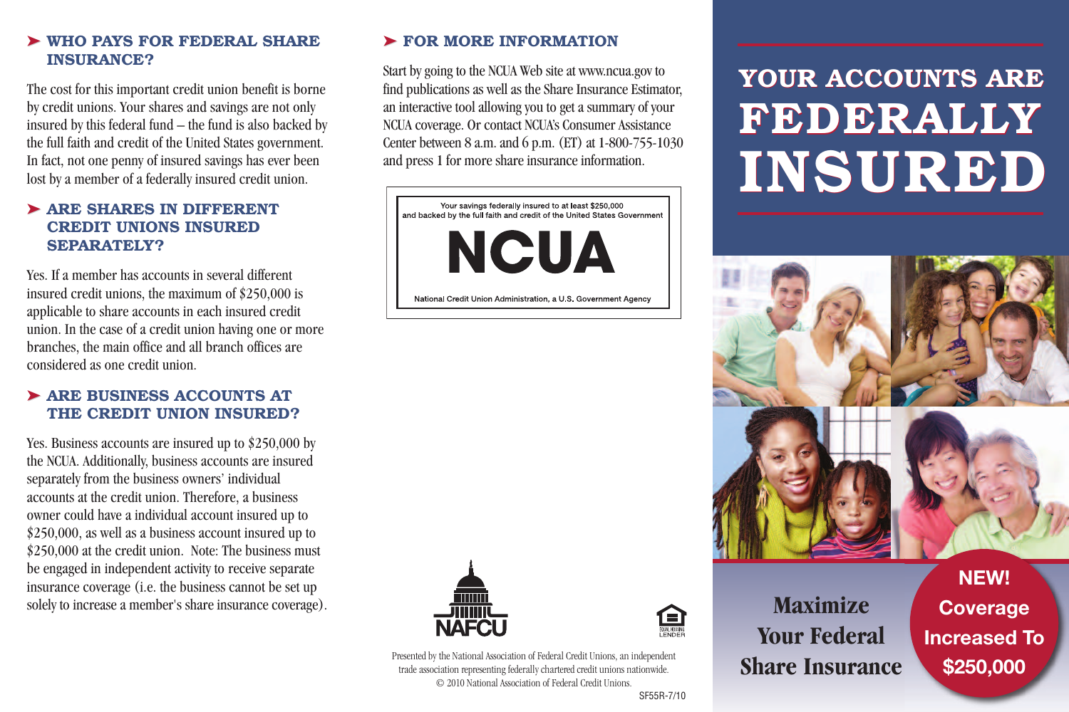## WHO PAYS FOR FEDERAL SHARE INSURANCE?

The cost for this important credit union benefit is borne by credit unions. Your shares and savings are not only insured by this federal fund – the fund is also backed by the full faith and credit of the United States government. In fact, not one penny of insured savings has ever been lost by a member of a federally insured credit union.

## ARE SHARES IN DIFFERENT CREDIT UNIONS INSURED SEPARATELY?

Yes. If a member has accounts in several different insured credit unions, the maximum of $250,000 is applicable to share accounts in each insured credit union. In the case of a credit union having one or more branches, the main office and all branch offices are considered as one credit union.

## ARE BUSINESS ACCOUNTS AT THE CREDIT UNION INSURED?

Yes. Business accounts are insured up to $250,000 by the NCUA. Additionally, business accounts are insured separately from the business owners' individual accounts at the credit union. Therefore, a business owner could have a individual account insured up to $250,000, as well as a business account insured up to $250,000 at the credit union. Note: The business must be engaged in independent activity to receive separate insurance coverage (i.e. the business cannot be set up solely to increase a member's share insurance coverage).

## FOR MORE INFORMATION

Start by going to the NCUA Web site at www.ncua.gov to find publications as well as the Share Insurance Estimator, an interactive tool allowing you to get a summary of your NCUA coverage. Or contact NCUA's Consumer Assistance Center between 8 a.m. and 6 p.m. (ET) at 1-800-755-1030 and press 1 for more share insurance information.

Your savings federally insured to at least $250,000 and backed by the full faith and credit of the United States Government

**NCUA**

National Credit Union Administration, a U.S. Government Agency

NAFCU

EQUAL HOUSING LENDER

Presented by the National Association of Federal Credit Unions, an independent trade association representing federally chartered credit unions nationwide.
© 2010 National Association of Federal Credit Unions.

SF55R-7/10

# YOUR ACCOUNTS ARE FEDERALLY INSURED

## Maximize Your Federal Share Insurance

**NEW! Coverage Increased To $250,000**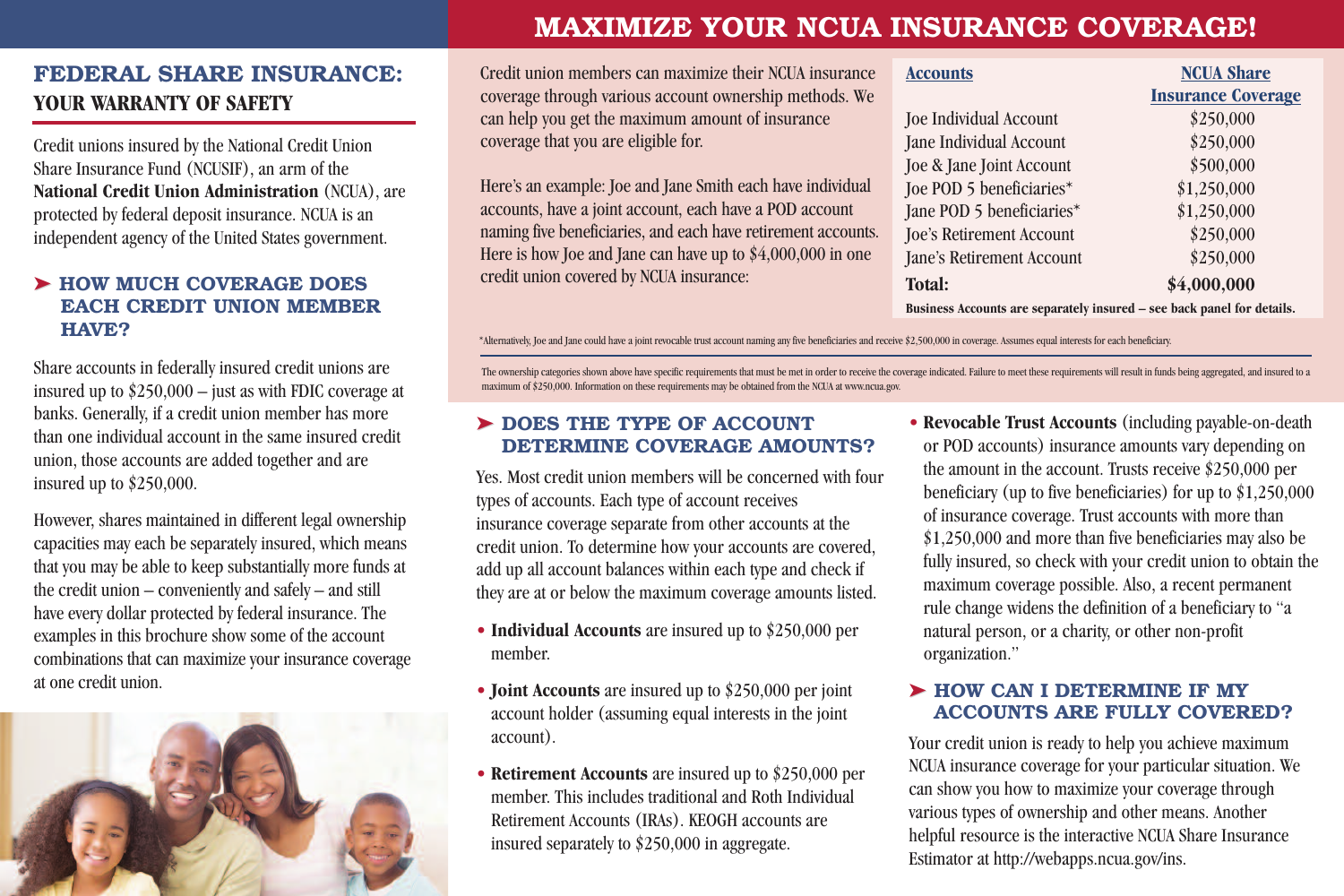## FEDERAL SHARE INSURANCE:
### YOUR WARRANTY OF SAFETY

Credit unions insured by the National Credit Union Share Insurance Fund (NCUSIF), an arm of the **National Credit Union Administration** (NCUA), are protected by federal deposit insurance. NCUA is an independent agency of the United States government.

### ➤ HOW MUCH COVERAGE DOES EACH CREDIT UNION MEMBER HAVE?

Share accounts in federally insured credit unions are insured up to $250,000 – just as with FDIC coverage at banks. Generally, if a credit union member has more than one individual account in the same insured credit union, those accounts are added together and are insured up to $250,000.

However, shares maintained in different legal ownership capacities may each be separately insured, which means that you may be able to keep substantially more funds at the credit union – conveniently and safely – and still have every dollar protected by federal insurance. The examples in this brochure show some of the account combinations that can maximize your insurance coverage at one credit union.

## MAXIMIZE YOUR NCUA INSURANCE COVERAGE!

Credit union members can maximize their NCUA insurance coverage through various account ownership methods. We can help you get the maximum amount of insurance coverage that you are eligible for.

Here's an example: Joe and Jane Smith each have individual accounts, have a joint account, each have a POD account naming five beneficiaries, and each have retirement accounts. Here is how Joe and Jane can have up to $4,000,000 in one credit union covered by NCUA insurance:

| Accounts | NCUA Share Insurance Coverage |
|---|---|
| Joe Individual Account | $250,000 |
| Jane Individual Account | $250,000 |
| Joe & Jane Joint Account | $500,000 |
| Joe POD 5 beneficiaries* | $1,250,000 |
| Jane POD 5 beneficiaries* | $1,250,000 |
| Joe's Retirement Account | $250,000 |
| Jane's Retirement Account | $250,000 |
| **Total:** | **$4,000,000** |

**Business Accounts are separately insured – see back panel for details.**

*Alternatively, Joe and Jane could have a joint revocable trust account naming any five beneficiaries and receive $2,500,000 in coverage. Assumes equal interests for each beneficiary.

The ownership categories shown above have specific requirements that must be met in order to receive the coverage indicated. Failure to meet these requirements will result in funds being aggregated, and insured to a maximum of $250,000. Information on these requirements may be obtained from the NCUA at www.ncua.gov.

### ➤ DOES THE TYPE OF ACCOUNT DETERMINE COVERAGE AMOUNTS?

Yes. Most credit union members will be concerned with four types of accounts. Each type of account receives insurance coverage separate from other accounts at the credit union. To determine how your accounts are covered, add up all account balances within each type and check if they are at or below the maximum coverage amounts listed.

- **Individual Accounts** are insured up to $250,000 per member.
- **Joint Accounts** are insured up to $250,000 per joint account holder (assuming equal interests in the joint account).
- **Retirement Accounts** are insured up to $250,000 per member. This includes traditional and Roth Individual Retirement Accounts (IRAs). KEOGH accounts are insured separately to $250,000 in aggregate.
- **Revocable Trust Accounts** (including payable-on-death or POD accounts) insurance amounts vary depending on the amount in the account. Trusts receive $250,000 per beneficiary (up to five beneficiaries) for up to $1,250,000 of insurance coverage. Trust accounts with more than $1,250,000 and more than five beneficiaries may also be fully insured, so check with your credit union to obtain the maximum coverage possible. Also, a recent permanent rule change widens the definition of a beneficiary to "a natural person, or a charity, or other non-profit organization."

### ➤ HOW CAN I DETERMINE IF MY ACCOUNTS ARE FULLY COVERED?

Your credit union is ready to help you achieve maximum NCUA insurance coverage for your particular situation. We can show you how to maximize your coverage through various types of ownership and other means. Another helpful resource is the interactive NCUA Share Insurance Estimator at http://webapps.ncua.gov/ins.